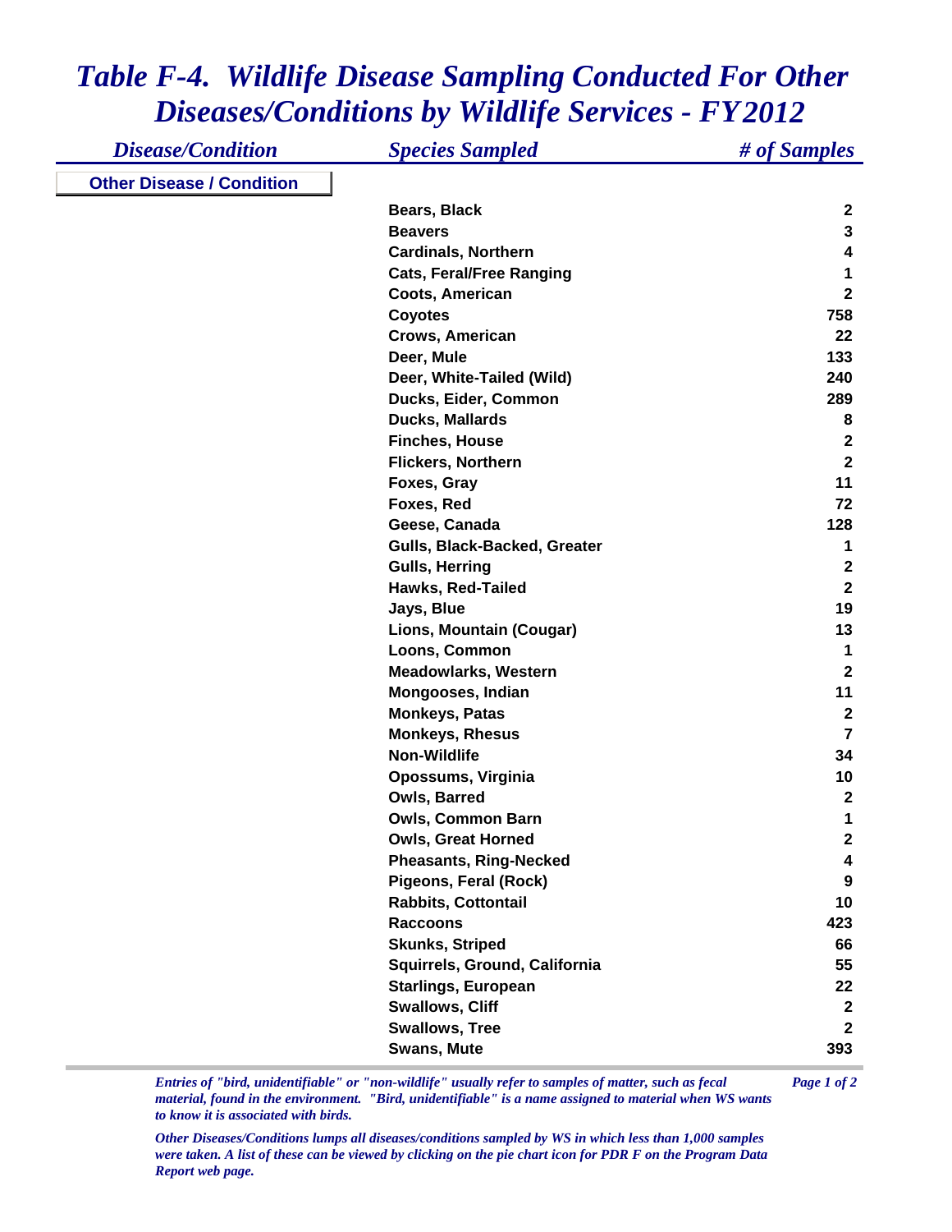# *Table F-4. Wildlife Disease Sampling Conducted For Other Diseases/Conditions by Wildlife Services - FY2012*

| *Disease/Condition* | *Species Sampled* | *# of Samples* |
|---|---|---|
| **Other Disease / Condition** | | |
| | **Bears, Black** | **2** |
| | **Beavers** | **3** |
| | **Cardinals, Northern** | **4** |
| | **Cats, Feral/Free Ranging** | **1** |
| | **Coots, American** | **2** |
| | **Coyotes** | **758** |
| | **Crows, American** | **22** |
| | **Deer, Mule** | **133** |
| | **Deer, White-Tailed (Wild)** | **240** |
| | **Ducks, Eider, Common** | **289** |
| | **Ducks, Mallards** | **8** |
| | **Finches, House** | **2** |
| | **Flickers, Northern** | **2** |
| | **Foxes, Gray** | **11** |
| | **Foxes, Red** | **72** |
| | **Geese, Canada** | **128** |
| | **Gulls, Black-Backed, Greater** | **1** |
| | **Gulls, Herring** | **2** |
| | **Hawks, Red-Tailed** | **2** |
| | **Jays, Blue** | **19** |
| | **Lions, Mountain (Cougar)** | **13** |
| | **Loons, Common** | **1** |
| | **Meadowlarks, Western** | **2** |
| | **Mongooses, Indian** | **11** |
| | **Monkeys, Patas** | **2** |
| | **Monkeys, Rhesus** | **7** |
| | **Non-Wildlife** | **34** |
| | **Opossums, Virginia** | **10** |
| | **Owls, Barred** | **2** |
| | **Owls, Common Barn** | **1** |
| | **Owls, Great Horned** | **2** |
| | **Pheasants, Ring-Necked** | **4** |
| | **Pigeons, Feral (Rock)** | **9** |
| | **Rabbits, Cottontail** | **10** |
| | **Raccoons** | **423** |
| | **Skunks, Striped** | **66** |
| | **Squirrels, Ground, California** | **55** |
| | **Starlings, European** | **22** |
| | **Swallows, Cliff** | **2** |
| | **Swallows, Tree** | **2** |
| | **Swans, Mute** | **393** |

*Entries of "bird, unidentifiable" or "non-wildlife" usually refer to samples of matter, such as fecal material, found in the environment. "Bird, unidentifiable" is a name assigned to material when WS wants to know it is associated with birds.*

*Other Diseases/Conditions lumps all diseases/conditions sampled by WS in which less than 1,000 samples were taken. A list of these can be viewed by clicking on the pie chart icon for PDR F on the Program Data Report web page.*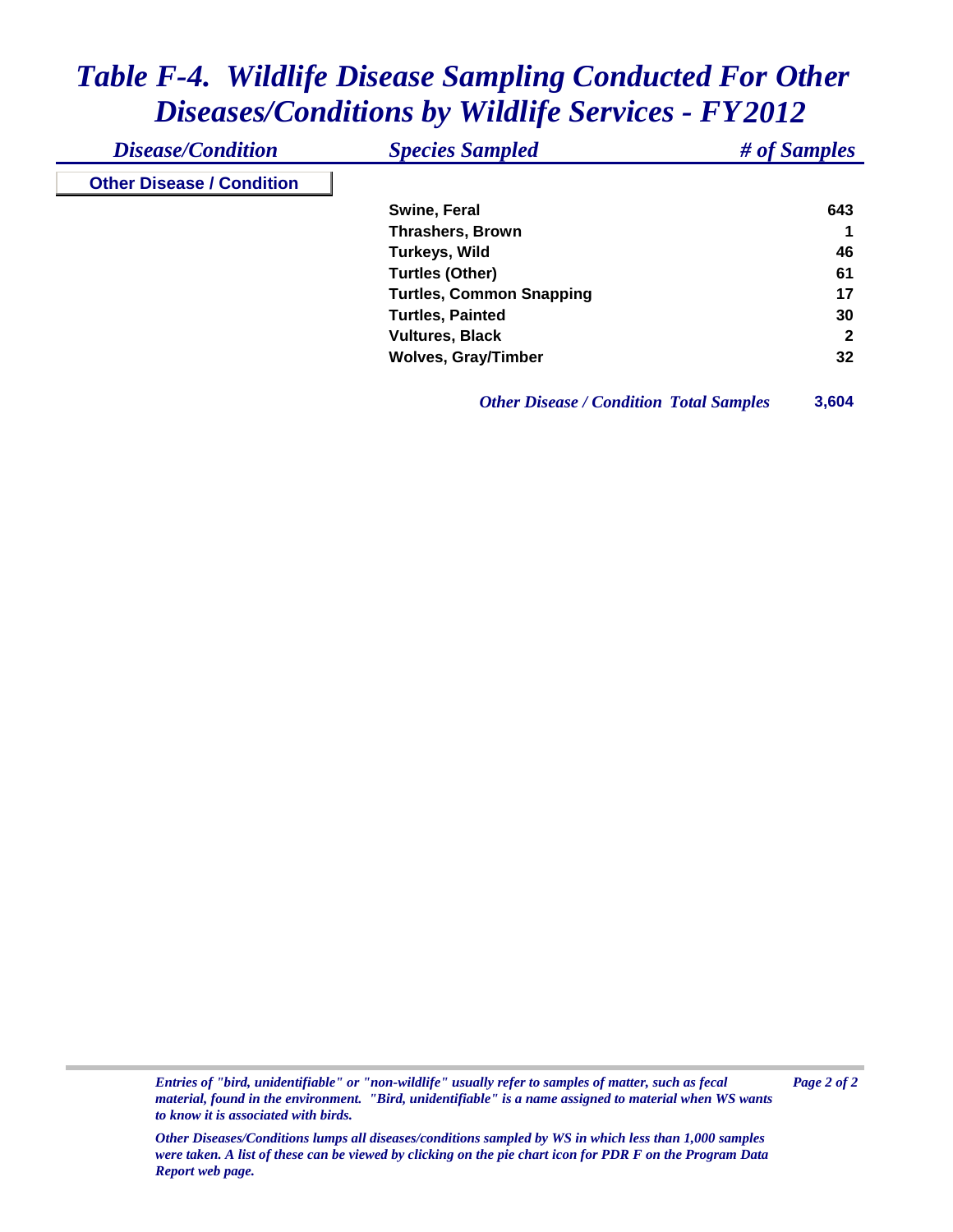# *Table F-4. Wildlife Disease Sampling Conducted For Other Diseases/Conditions by Wildlife Services - FY2012*

| *Disease/Condition* | *Species Sampled* | *# of Samples* |
|---|---|---|
| **Other Disease / Condition** | | |
| | **Swine, Feral** | **643** |
| | **Thrashers, Brown** | **1** |
| | **Turkeys, Wild** | **46** |
| | **Turtles (Other)** | **61** |
| | **Turtles, Common Snapping** | **17** |
| | **Turtles, Painted** | **30** |
| | **Vultures, Black** | **2** |
| | **Wolves, Gray/Timber** | **32** |
| | ***Other Disease / Condition Total Samples*** | **3,604** |

*Entries of "bird, unidentifiable" or "non-wildlife" usually refer to samples of matter, such as fecal material, found in the environment. "Bird, unidentifiable" is a name assigned to material when WS wants to know it is associated with birds.*

*Other Diseases/Conditions lumps all diseases/conditions sampled by WS in which less than 1,000 samples were taken. A list of these can be viewed by clicking on the pie chart icon for PDR F on the Program Data Report web page.*